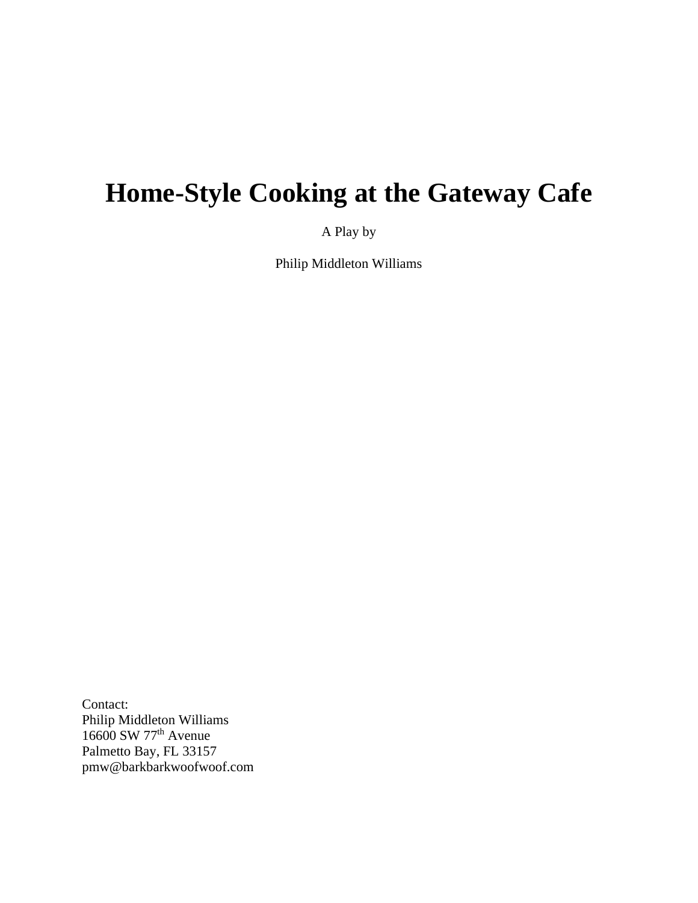# Home-Style Cooking at the Gateway Cafe

A Play by

Philip Middleton Williams

Contact:
Philip Middleton Williams
16600 SW 77th Avenue
Palmetto Bay, FL 33157
pmw@barkbarkwoofwoof.com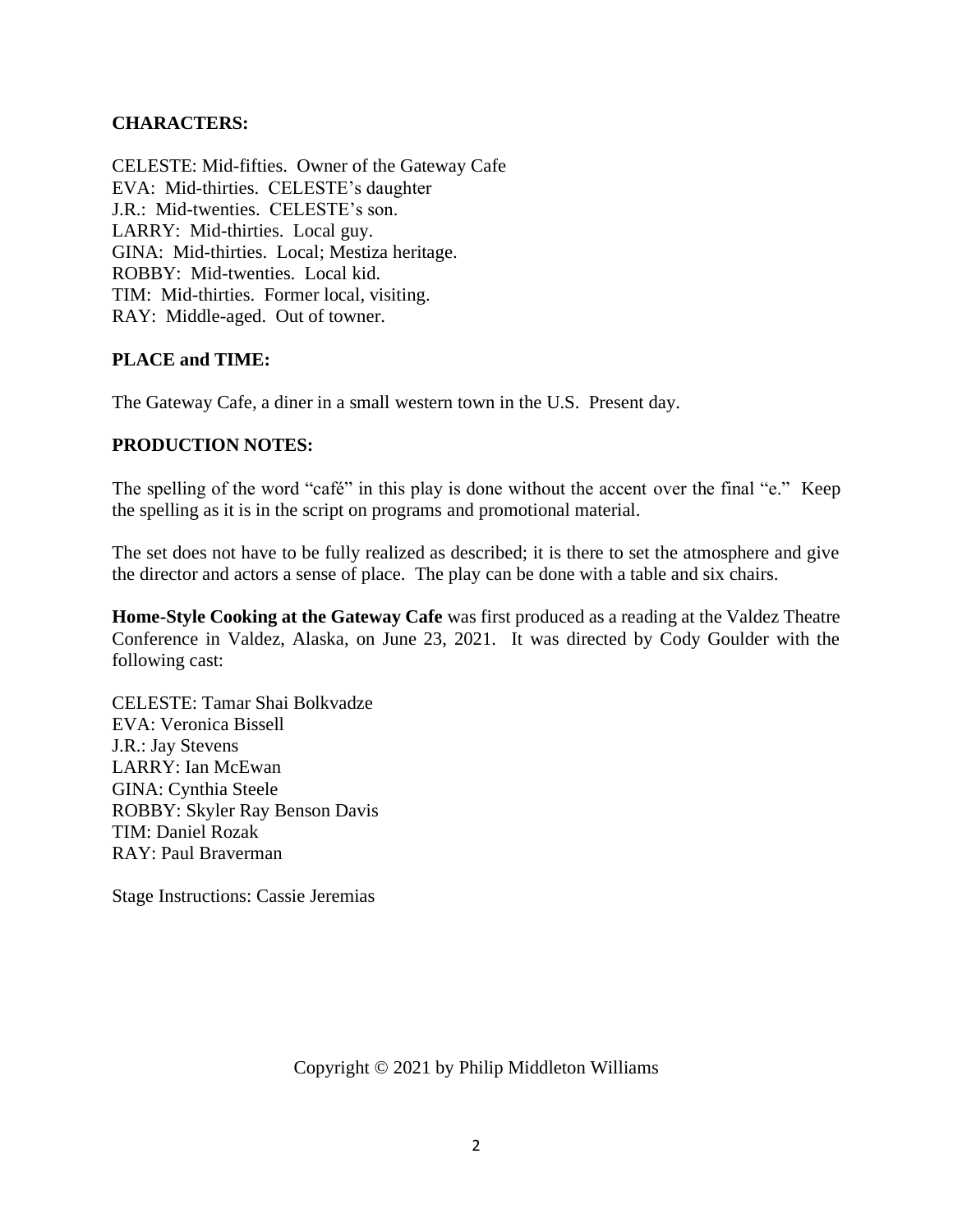**CHARACTERS:**

CELESTE: Mid-fifties. Owner of the Gateway Cafe
EVA: Mid-thirties. CELESTE's daughter
J.R.: Mid-twenties. CELESTE's son.
LARRY: Mid-thirties. Local guy.
GINA: Mid-thirties. Local; Mestiza heritage.
ROBBY: Mid-twenties. Local kid.
TIM: Mid-thirties. Former local, visiting.
RAY: Middle-aged. Out of towner.

**PLACE and TIME:**

The Gateway Cafe, a diner in a small western town in the U.S. Present day.

**PRODUCTION NOTES:**

The spelling of the word "café" in this play is done without the accent over the final "e." Keep the spelling as it is in the script on programs and promotional material.

The set does not have to be fully realized as described; it is there to set the atmosphere and give the director and actors a sense of place. The play can be done with a table and six chairs.

**Home-Style Cooking at the Gateway Cafe** was first produced as a reading at the Valdez Theatre Conference in Valdez, Alaska, on June 23, 2021. It was directed by Cody Goulder with the following cast:

CELESTE: Tamar Shai Bolkvadze
EVA: Veronica Bissell
J.R.: Jay Stevens
LARRY: Ian McEwan
GINA: Cynthia Steele
ROBBY: Skyler Ray Benson Davis
TIM: Daniel Rozak
RAY: Paul Braverman

Stage Instructions: Cassie Jeremias

Copyright © 2021 by Philip Middleton Williams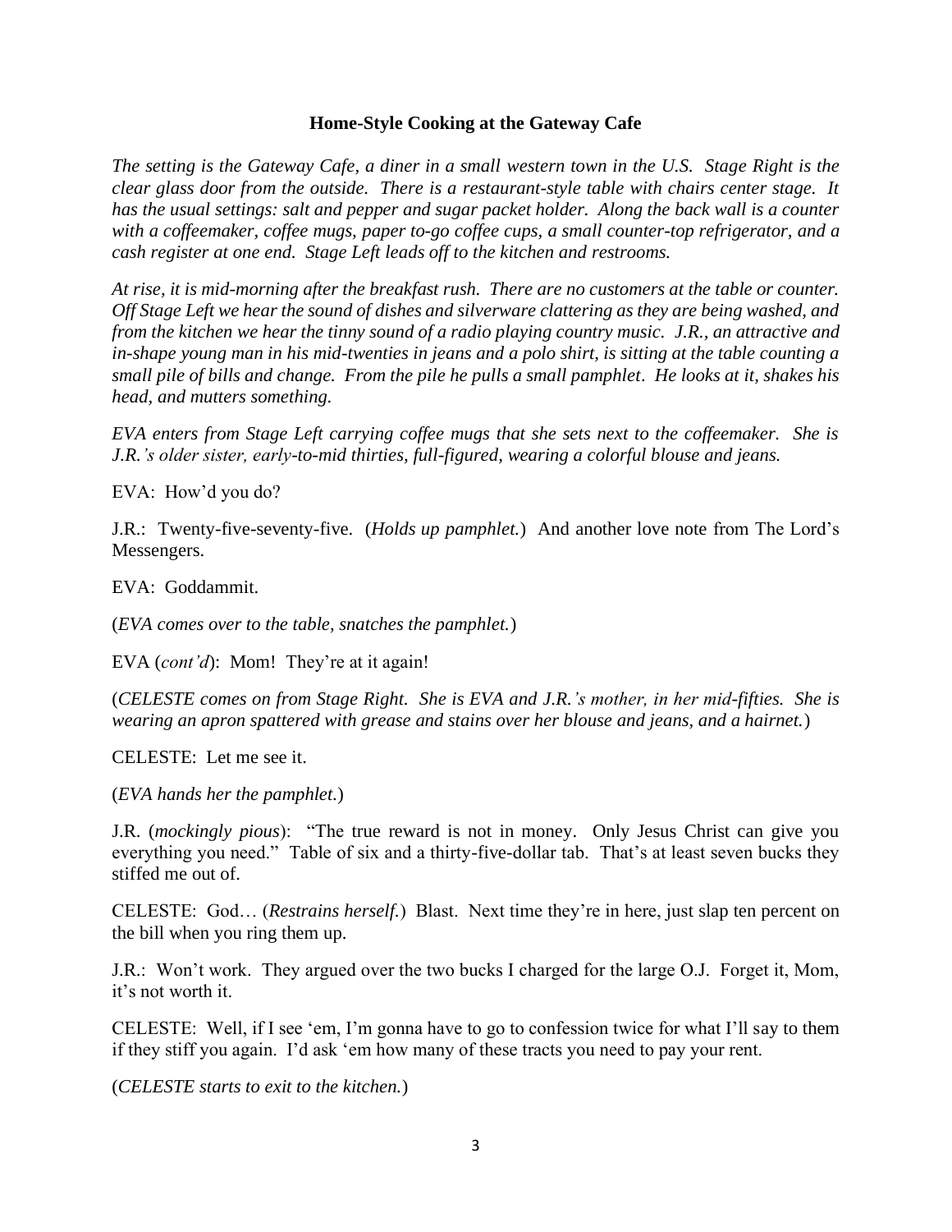**Home-Style Cooking at the Gateway Cafe**

*The setting is the Gateway Cafe, a diner in a small western town in the U.S. Stage Right is the clear glass door from the outside. There is a restaurant-style table with chairs center stage. It has the usual settings: salt and pepper and sugar packet holder. Along the back wall is a counter with a coffeemaker, coffee mugs, paper to-go coffee cups, a small counter-top refrigerator, and a cash register at one end. Stage Left leads off to the kitchen and restrooms.*

*At rise, it is mid-morning after the breakfast rush. There are no customers at the table or counter. Off Stage Left we hear the sound of dishes and silverware clattering as they are being washed, and from the kitchen we hear the tinny sound of a radio playing country music. J.R., an attractive and in-shape young man in his mid-twenties in jeans and a polo shirt, is sitting at the table counting a small pile of bills and change. From the pile he pulls a small pamphlet. He looks at it, shakes his head, and mutters something.*

*EVA enters from Stage Left carrying coffee mugs that she sets next to the coffeemaker. She is J.R.'s older sister, early-to-mid thirties, full-figured, wearing a colorful blouse and jeans.*

EVA: How'd you do?

J.R.: Twenty-five-seventy-five. (*Holds up pamphlet.*) And another love note from The Lord's Messengers.

EVA: Goddammit.

(*EVA comes over to the table, snatches the pamphlet.*)

EVA (*cont'd*): Mom! They're at it again!

(*CELESTE comes on from Stage Right. She is EVA and J.R.'s mother, in her mid-fifties. She is wearing an apron spattered with grease and stains over her blouse and jeans, and a hairnet.*)

CELESTE: Let me see it.

(*EVA hands her the pamphlet.*)

J.R. (*mockingly pious*): "The true reward is not in money. Only Jesus Christ can give you everything you need." Table of six and a thirty-five-dollar tab. That's at least seven bucks they stiffed me out of.

CELESTE: God… (*Restrains herself.*) Blast. Next time they're in here, just slap ten percent on the bill when you ring them up.

J.R.: Won't work. They argued over the two bucks I charged for the large O.J. Forget it, Mom, it's not worth it.

CELESTE: Well, if I see 'em, I'm gonna have to go to confession twice for what I'll say to them if they stiff you again. I'd ask 'em how many of these tracts you need to pay your rent.

(*CELESTE starts to exit to the kitchen.*)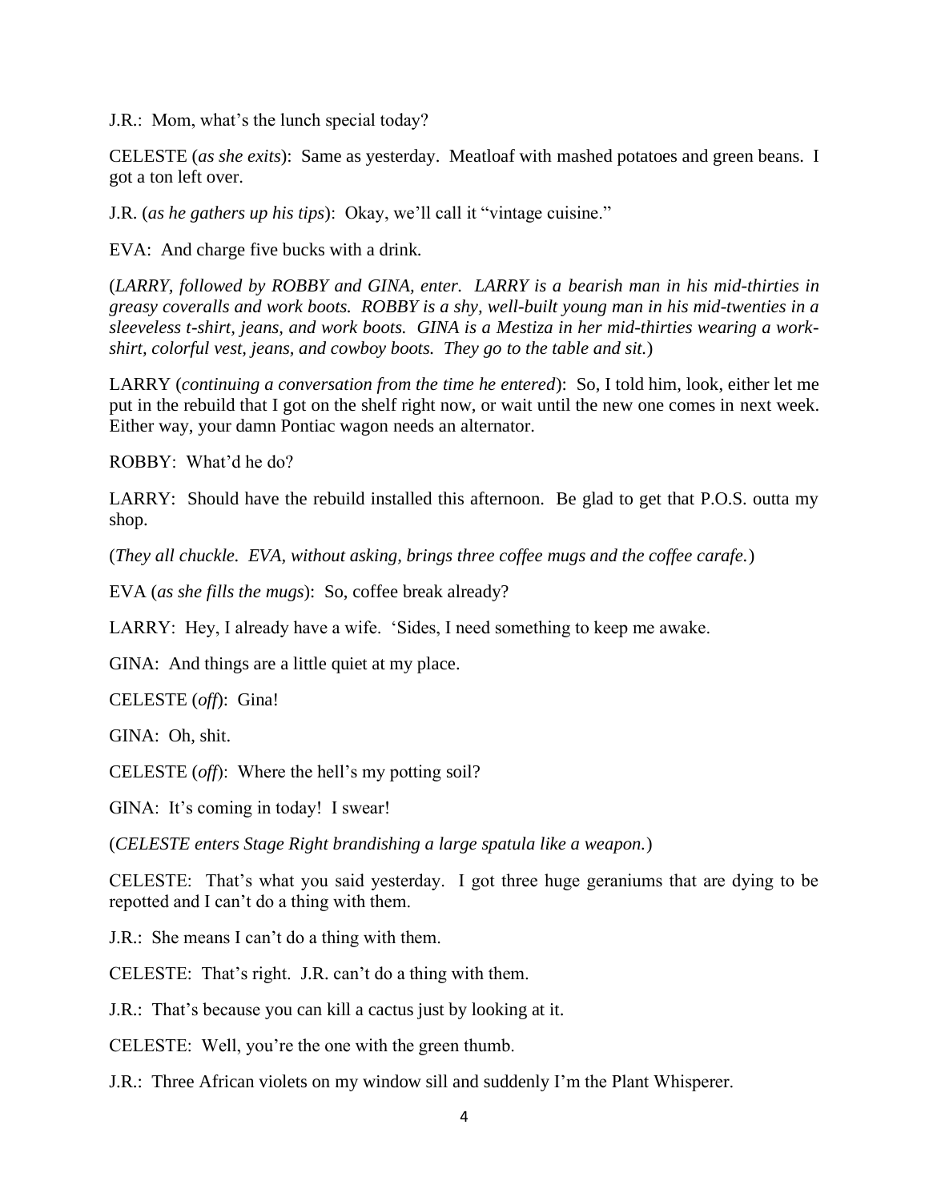J.R.: Mom, what's the lunch special today?

CELESTE (*as she exits*): Same as yesterday. Meatloaf with mashed potatoes and green beans. I got a ton left over.

J.R. (*as he gathers up his tips*): Okay, we'll call it "vintage cuisine."

EVA: And charge five bucks with a drink.

(*LARRY, followed by ROBBY and GINA, enter. LARRY is a bearish man in his mid-thirties in greasy coveralls and work boots. ROBBY is a shy, well-built young man in his mid-twenties in a sleeveless t-shirt, jeans, and work boots. GINA is a Mestiza in her mid-thirties wearing a work-shirt, colorful vest, jeans, and cowboy boots. They go to the table and sit.*)

LARRY (*continuing a conversation from the time he entered*): So, I told him, look, either let me put in the rebuild that I got on the shelf right now, or wait until the new one comes in next week. Either way, your damn Pontiac wagon needs an alternator.

ROBBY: What'd he do?

LARRY: Should have the rebuild installed this afternoon. Be glad to get that P.O.S. outta my shop.

(*They all chuckle. EVA, without asking, brings three coffee mugs and the coffee carafe.*)

EVA (*as she fills the mugs*): So, coffee break already?

LARRY: Hey, I already have a wife. 'Sides, I need something to keep me awake.

GINA: And things are a little quiet at my place.

CELESTE (*off*): Gina!

GINA: Oh, shit.

CELESTE (*off*): Where the hell's my potting soil?

GINA: It's coming in today! I swear!

(*CELESTE enters Stage Right brandishing a large spatula like a weapon.*)

CELESTE: That's what you said yesterday. I got three huge geraniums that are dying to be repotted and I can't do a thing with them.

J.R.: She means I can't do a thing with them.

CELESTE: That's right. J.R. can't do a thing with them.

J.R.: That's because you can kill a cactus just by looking at it.

CELESTE: Well, you're the one with the green thumb.

J.R.: Three African violets on my window sill and suddenly I'm the Plant Whisperer.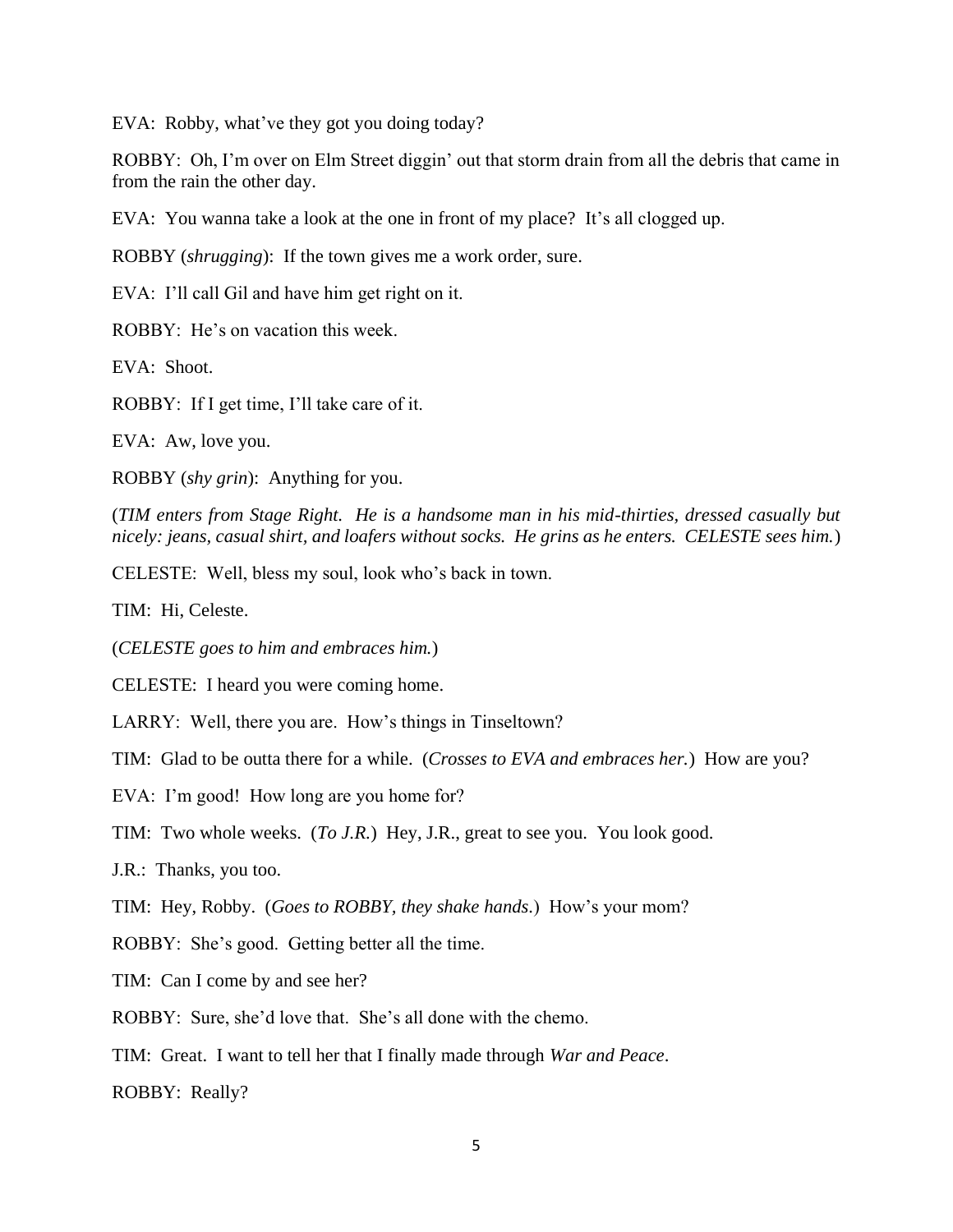EVA: Robby, what've they got you doing today?

ROBBY: Oh, I'm over on Elm Street diggin' out that storm drain from all the debris that came in from the rain the other day.

EVA: You wanna take a look at the one in front of my place? It's all clogged up.

ROBBY (*shrugging*): If the town gives me a work order, sure.

EVA: I'll call Gil and have him get right on it.

ROBBY: He's on vacation this week.

EVA: Shoot.

ROBBY: If I get time, I'll take care of it.

EVA: Aw, love you.

ROBBY (*shy grin*): Anything for you.

(*TIM enters from Stage Right. He is a handsome man in his mid-thirties, dressed casually but nicely: jeans, casual shirt, and loafers without socks. He grins as he enters. CELESTE sees him.*)

CELESTE: Well, bless my soul, look who's back in town.

TIM: Hi, Celeste.

(*CELESTE goes to him and embraces him.*)

CELESTE: I heard you were coming home.

LARRY: Well, there you are. How's things in Tinseltown?

TIM: Glad to be outta there for a while. (*Crosses to EVA and embraces her.*) How are you?

EVA: I'm good! How long are you home for?

TIM: Two whole weeks. (*To J.R.*) Hey, J.R., great to see you. You look good.

J.R.: Thanks, you too.

TIM: Hey, Robby. (*Goes to ROBBY, they shake hands.*) How's your mom?

ROBBY: She's good. Getting better all the time.

TIM: Can I come by and see her?

ROBBY: Sure, she'd love that. She's all done with the chemo.

TIM: Great. I want to tell her that I finally made through *War and Peace*.

ROBBY: Really?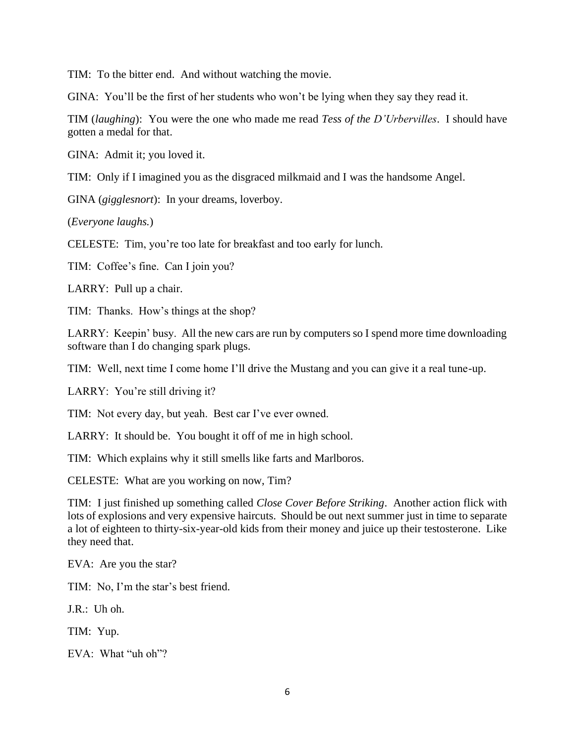TIM: To the bitter end. And without watching the movie.

GINA: You'll be the first of her students who won't be lying when they say they read it.

TIM (*laughing*): You were the one who made me read *Tess of the D'Urbervilles*. I should have gotten a medal for that.

GINA: Admit it; you loved it.

TIM: Only if I imagined you as the disgraced milkmaid and I was the handsome Angel.

GINA (*gigglesnort*): In your dreams, loverboy.

(*Everyone laughs.*)

CELESTE: Tim, you're too late for breakfast and too early for lunch.

TIM: Coffee's fine. Can I join you?

LARRY: Pull up a chair.

TIM: Thanks. How's things at the shop?

LARRY: Keepin' busy. All the new cars are run by computers so I spend more time downloading software than I do changing spark plugs.

TIM: Well, next time I come home I'll drive the Mustang and you can give it a real tune-up.

LARRY: You're still driving it?

TIM: Not every day, but yeah. Best car I've ever owned.

LARRY: It should be. You bought it off of me in high school.

TIM: Which explains why it still smells like farts and Marlboros.

CELESTE: What are you working on now, Tim?

TIM: I just finished up something called *Close Cover Before Striking*. Another action flick with lots of explosions and very expensive haircuts. Should be out next summer just in time to separate a lot of eighteen to thirty-six-year-old kids from their money and juice up their testosterone. Like they need that.

EVA: Are you the star?

TIM: No, I'm the star's best friend.

J.R.: Uh oh.

TIM: Yup.

EVA: What "uh oh"?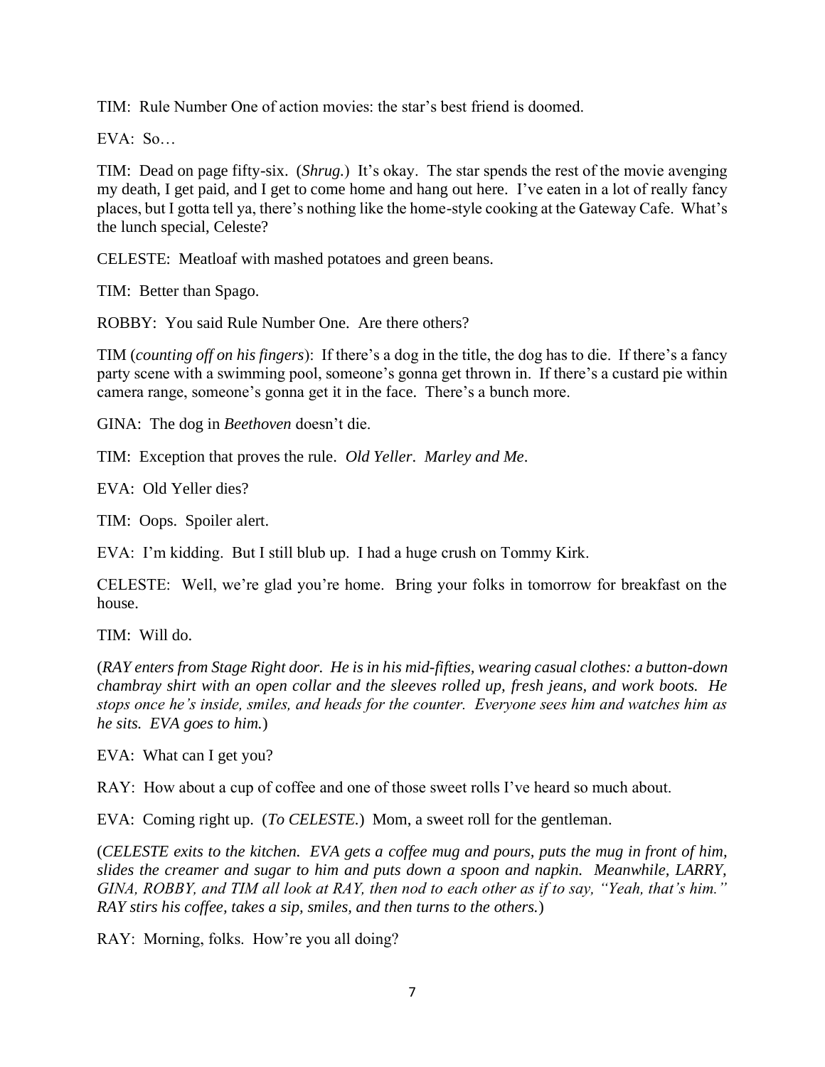TIM: Rule Number One of action movies: the star's best friend is doomed.

EVA: So…

TIM: Dead on page fifty-six. (*Shrug.*) It's okay. The star spends the rest of the movie avenging my death, I get paid, and I get to come home and hang out here. I've eaten in a lot of really fancy places, but I gotta tell ya, there's nothing like the home-style cooking at the Gateway Cafe. What's the lunch special, Celeste?

CELESTE: Meatloaf with mashed potatoes and green beans.

TIM: Better than Spago.

ROBBY: You said Rule Number One. Are there others?

TIM (*counting off on his fingers*): If there's a dog in the title, the dog has to die. If there's a fancy party scene with a swimming pool, someone's gonna get thrown in. If there's a custard pie within camera range, someone's gonna get it in the face. There's a bunch more.

GINA: The dog in *Beethoven* doesn't die.

TIM: Exception that proves the rule. *Old Yeller*. *Marley and Me*.

EVA: Old Yeller dies?

TIM: Oops. Spoiler alert.

EVA: I'm kidding. But I still blub up. I had a huge crush on Tommy Kirk.

CELESTE: Well, we're glad you're home. Bring your folks in tomorrow for breakfast on the house.

TIM: Will do.

(*RAY enters from Stage Right door. He is in his mid-fifties, wearing casual clothes: a button-down chambray shirt with an open collar and the sleeves rolled up, fresh jeans, and work boots. He stops once he's inside, smiles, and heads for the counter. Everyone sees him and watches him as he sits. EVA goes to him.*)

EVA: What can I get you?

RAY: How about a cup of coffee and one of those sweet rolls I've heard so much about.

EVA: Coming right up. (*To CELESTE.*) Mom, a sweet roll for the gentleman.

(*CELESTE exits to the kitchen. EVA gets a coffee mug and pours, puts the mug in front of him, slides the creamer and sugar to him and puts down a spoon and napkin. Meanwhile, LARRY, GINA, ROBBY, and TIM all look at RAY, then nod to each other as if to say, "Yeah, that's him." RAY stirs his coffee, takes a sip, smiles, and then turns to the others.*)

RAY: Morning, folks. How're you all doing?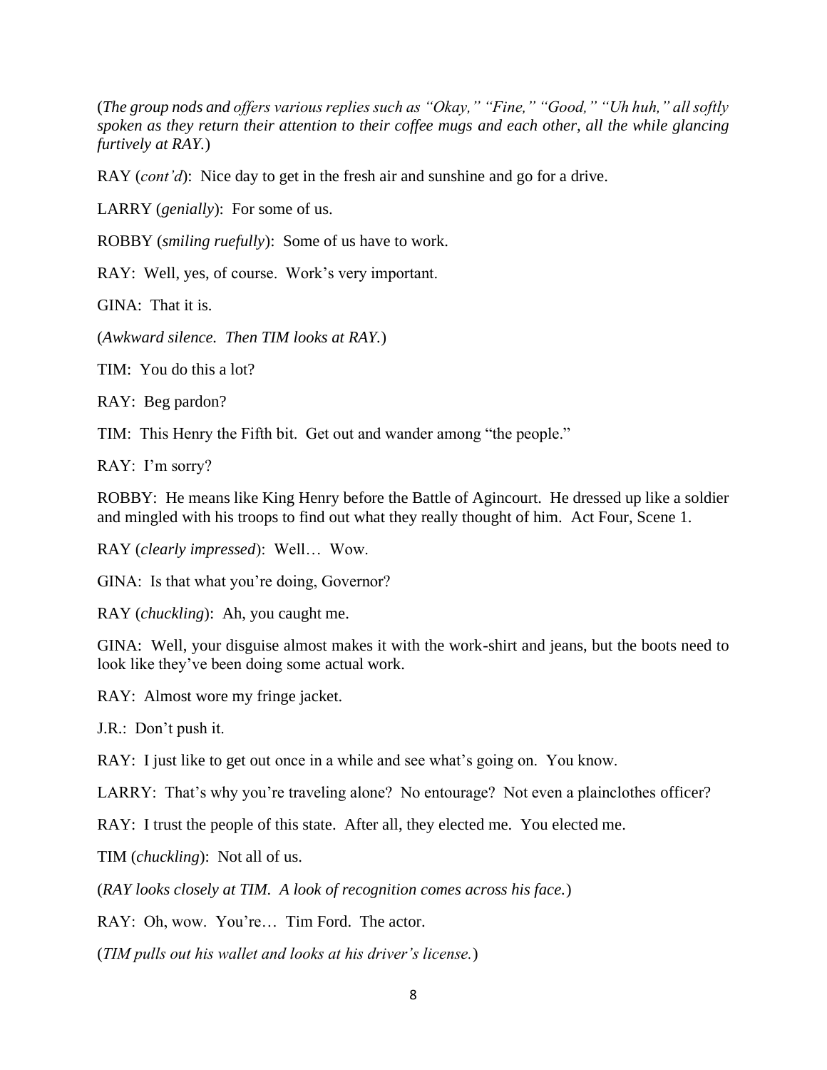(*The group nods and offers various replies such as "Okay," "Fine," "Good," "Uh huh," all softly spoken as they return their attention to their coffee mugs and each other, all the while glancing furtively at RAY.*)

RAY (*cont'd*): Nice day to get in the fresh air and sunshine and go for a drive.

LARRY (*genially*): For some of us.

ROBBY (*smiling ruefully*): Some of us have to work.

RAY: Well, yes, of course. Work's very important.

GINA: That it is.

(*Awkward silence. Then TIM looks at RAY.*)

TIM: You do this a lot?

RAY: Beg pardon?

TIM: This Henry the Fifth bit. Get out and wander among "the people."

RAY: I'm sorry?

ROBBY: He means like King Henry before the Battle of Agincourt. He dressed up like a soldier and mingled with his troops to find out what they really thought of him. Act Four, Scene 1.

RAY (*clearly impressed*): Well… Wow.

GINA: Is that what you're doing, Governor?

RAY (*chuckling*): Ah, you caught me.

GINA: Well, your disguise almost makes it with the work-shirt and jeans, but the boots need to look like they've been doing some actual work.

RAY: Almost wore my fringe jacket.

J.R.: Don't push it.

RAY: I just like to get out once in a while and see what's going on. You know.

LARRY: That's why you're traveling alone? No entourage? Not even a plainclothes officer?

RAY: I trust the people of this state. After all, they elected me. You elected me.

TIM (*chuckling*): Not all of us.

(*RAY looks closely at TIM. A look of recognition comes across his face.*)

RAY: Oh, wow. You're… Tim Ford. The actor.

(*TIM pulls out his wallet and looks at his driver's license.*)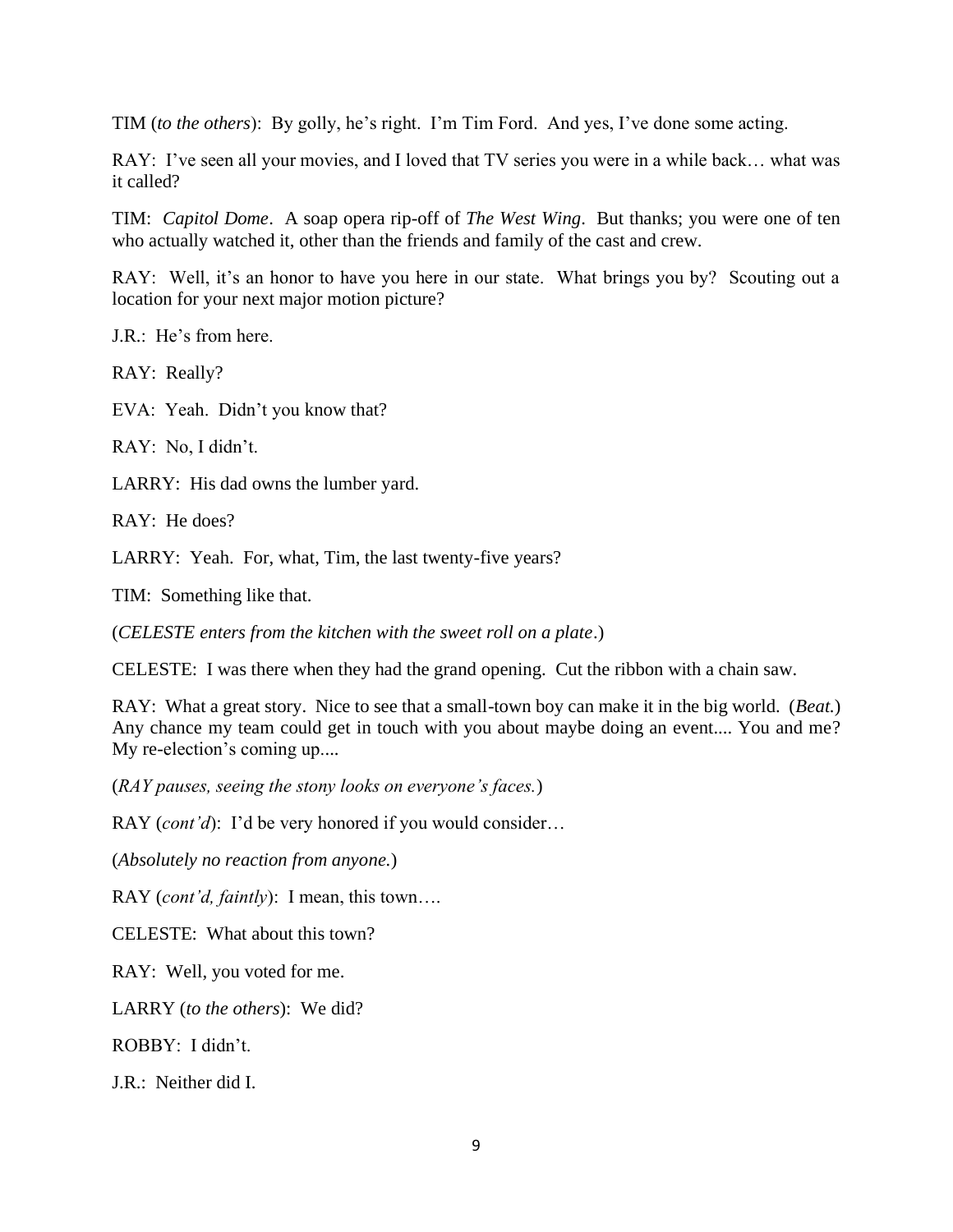TIM (*to the others*): By golly, he's right. I'm Tim Ford. And yes, I've done some acting.

RAY: I've seen all your movies, and I loved that TV series you were in a while back… what was it called?

TIM: *Capitol Dome*. A soap opera rip-off of *The West Wing*. But thanks; you were one of ten who actually watched it, other than the friends and family of the cast and crew.

RAY: Well, it's an honor to have you here in our state. What brings you by? Scouting out a location for your next major motion picture?

J.R.: He's from here.

RAY: Really?

EVA: Yeah. Didn't you know that?

RAY: No, I didn't.

LARRY: His dad owns the lumber yard.

RAY: He does?

LARRY: Yeah. For, what, Tim, the last twenty-five years?

TIM: Something like that.

(*CELESTE enters from the kitchen with the sweet roll on a plate*.)

CELESTE: I was there when they had the grand opening. Cut the ribbon with a chain saw.

RAY: What a great story. Nice to see that a small-town boy can make it in the big world. (*Beat.*) Any chance my team could get in touch with you about maybe doing an event.... You and me? My re-election's coming up....

(*RAY pauses, seeing the stony looks on everyone's faces.*)

RAY (*cont'd*): I'd be very honored if you would consider…

(*Absolutely no reaction from anyone.*)

RAY (*cont'd, faintly*): I mean, this town….

CELESTE: What about this town?

RAY: Well, you voted for me.

LARRY (*to the others*): We did?

ROBBY: I didn't.

J.R.: Neither did I.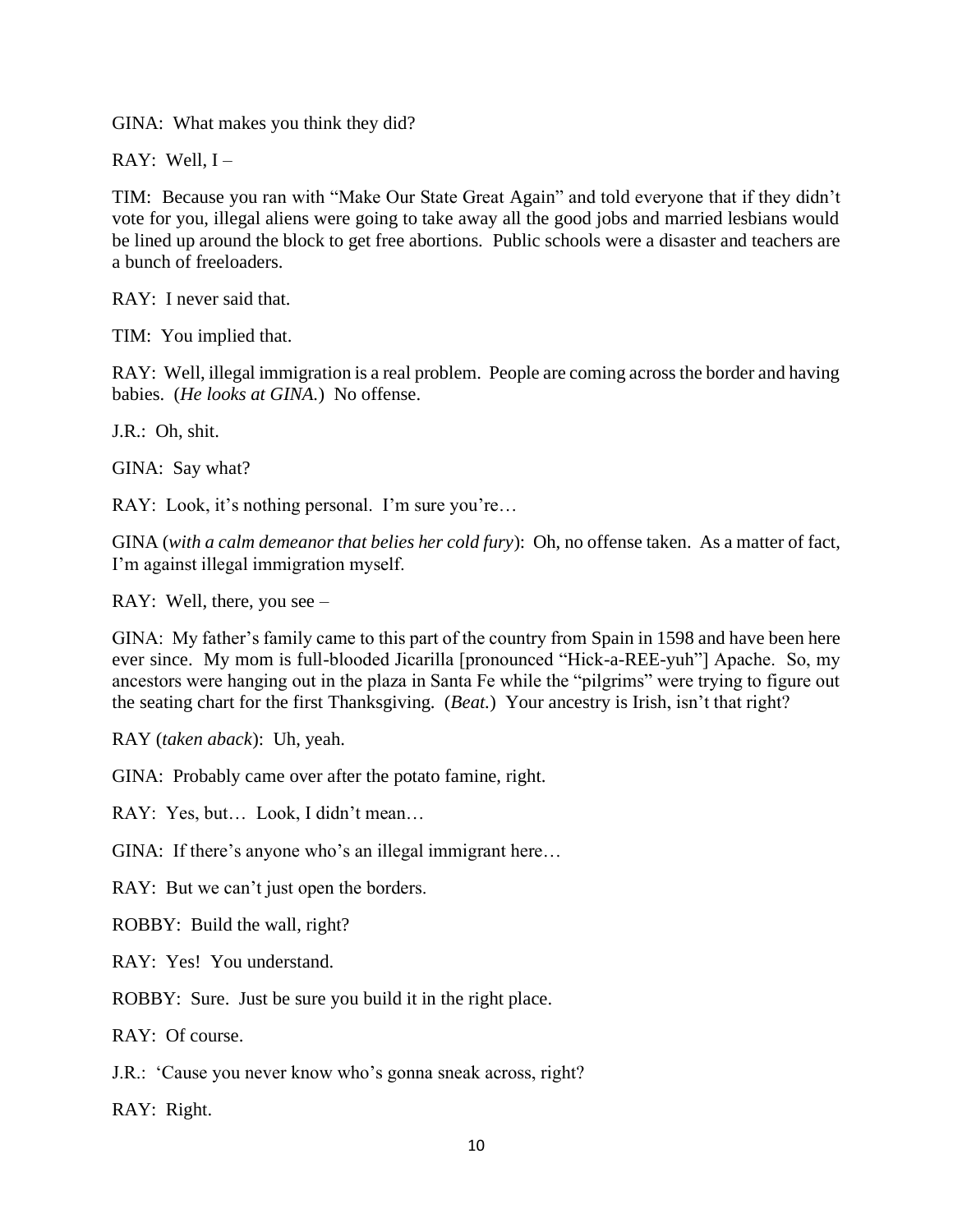GINA: What makes you think they did?

RAY: Well, I –

TIM: Because you ran with "Make Our State Great Again" and told everyone that if they didn't vote for you, illegal aliens were going to take away all the good jobs and married lesbians would be lined up around the block to get free abortions. Public schools were a disaster and teachers are a bunch of freeloaders.

RAY: I never said that.

TIM: You implied that.

RAY: Well, illegal immigration is a real problem. People are coming across the border and having babies. (*He looks at GINA.*) No offense.

J.R.: Oh, shit.

GINA: Say what?

RAY: Look, it's nothing personal. I'm sure you're…

GINA (*with a calm demeanor that belies her cold fury*): Oh, no offense taken. As a matter of fact, I'm against illegal immigration myself.

RAY: Well, there, you see –

GINA: My father's family came to this part of the country from Spain in 1598 and have been here ever since. My mom is full-blooded Jicarilla [pronounced "Hick-a-REE-yuh"] Apache. So, my ancestors were hanging out in the plaza in Santa Fe while the "pilgrims" were trying to figure out the seating chart for the first Thanksgiving. (*Beat.*) Your ancestry is Irish, isn't that right?

RAY (*taken aback*): Uh, yeah.

GINA: Probably came over after the potato famine, right.

RAY: Yes, but… Look, I didn't mean…

GINA: If there's anyone who's an illegal immigrant here…

RAY: But we can't just open the borders.

ROBBY: Build the wall, right?

RAY: Yes! You understand.

ROBBY: Sure. Just be sure you build it in the right place.

RAY: Of course.

J.R.: 'Cause you never know who's gonna sneak across, right?

RAY: Right.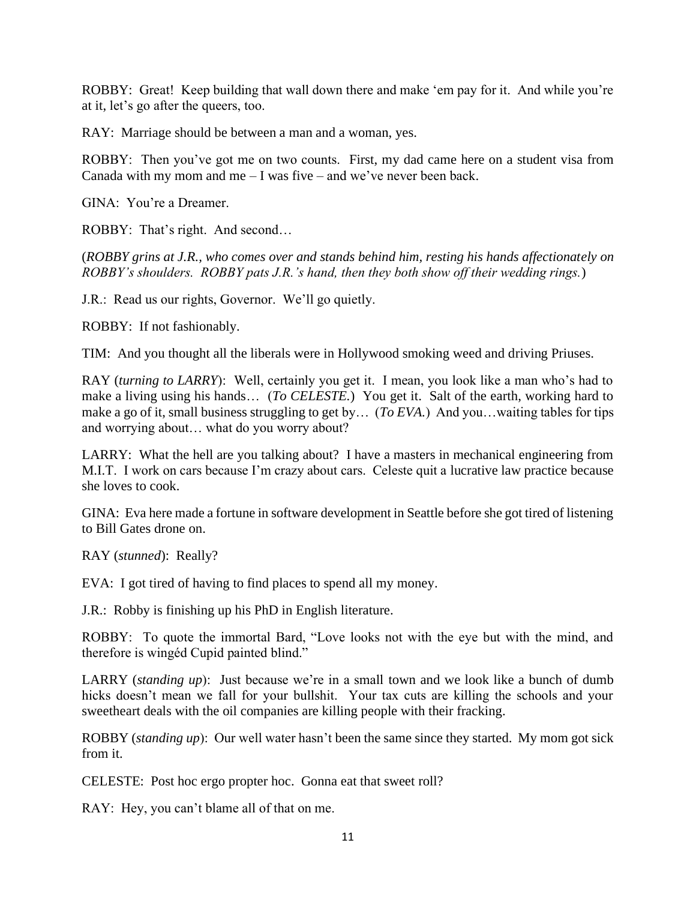ROBBY: Great! Keep building that wall down there and make 'em pay for it. And while you're at it, let's go after the queers, too.

RAY: Marriage should be between a man and a woman, yes.

ROBBY: Then you've got me on two counts. First, my dad came here on a student visa from Canada with my mom and me – I was five – and we've never been back.

GINA: You're a Dreamer.

ROBBY: That's right. And second…

(*ROBBY grins at J.R., who comes over and stands behind him, resting his hands affectionately on ROBBY's shoulders. ROBBY pats J.R.'s hand, then they both show off their wedding rings.*)

J.R.: Read us our rights, Governor. We'll go quietly.

ROBBY: If not fashionably.

TIM: And you thought all the liberals were in Hollywood smoking weed and driving Priuses.

RAY (*turning to LARRY*): Well, certainly you get it. I mean, you look like a man who's had to make a living using his hands… (*To CELESTE.*) You get it. Salt of the earth, working hard to make a go of it, small business struggling to get by… (*To EVA.*) And you…waiting tables for tips and worrying about… what do you worry about?

LARRY: What the hell are you talking about? I have a masters in mechanical engineering from M.I.T. I work on cars because I'm crazy about cars. Celeste quit a lucrative law practice because she loves to cook.

GINA: Eva here made a fortune in software development in Seattle before she got tired of listening to Bill Gates drone on.

RAY (*stunned*): Really?

EVA: I got tired of having to find places to spend all my money.

J.R.: Robby is finishing up his PhD in English literature.

ROBBY: To quote the immortal Bard, "Love looks not with the eye but with the mind, and therefore is wingéd Cupid painted blind."

LARRY (*standing up*): Just because we're in a small town and we look like a bunch of dumb hicks doesn't mean we fall for your bullshit. Your tax cuts are killing the schools and your sweetheart deals with the oil companies are killing people with their fracking.

ROBBY (*standing up*): Our well water hasn't been the same since they started. My mom got sick from it.

CELESTE: Post hoc ergo propter hoc. Gonna eat that sweet roll?

RAY: Hey, you can't blame all of that on me.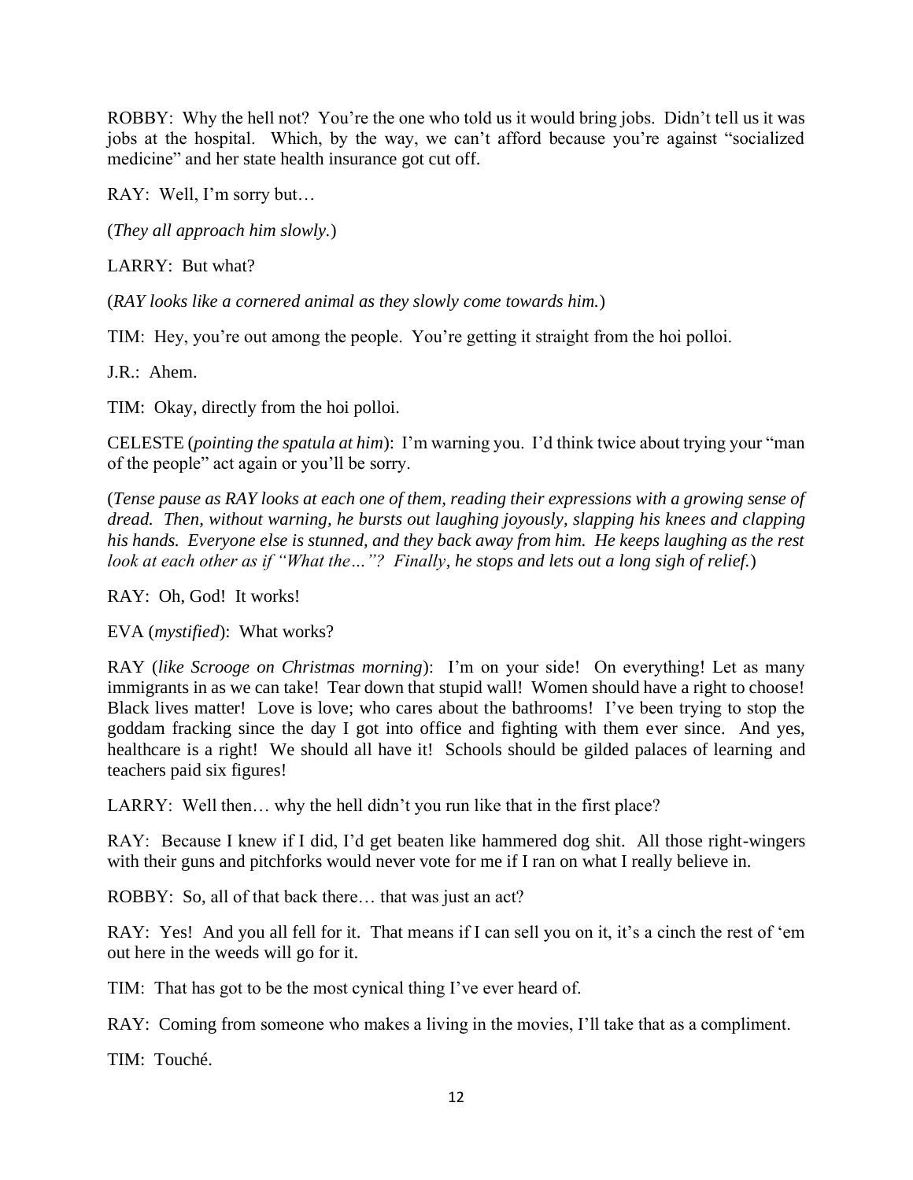ROBBY: Why the hell not? You're the one who told us it would bring jobs. Didn't tell us it was jobs at the hospital. Which, by the way, we can't afford because you're against "socialized medicine" and her state health insurance got cut off.

RAY: Well, I'm sorry but…

(*They all approach him slowly.*)

LARRY: But what?

(*RAY looks like a cornered animal as they slowly come towards him.*)

TIM: Hey, you're out among the people. You're getting it straight from the hoi polloi.

J.R.: Ahem.

TIM: Okay, directly from the hoi polloi.

CELESTE (*pointing the spatula at him*): I'm warning you. I'd think twice about trying your "man of the people" act again or you'll be sorry.

(*Tense pause as RAY looks at each one of them, reading their expressions with a growing sense of dread. Then, without warning, he bursts out laughing joyously, slapping his knees and clapping his hands. Everyone else is stunned, and they back away from him. He keeps laughing as the rest look at each other as if "What the…"? Finally, he stops and lets out a long sigh of relief.*)

RAY: Oh, God! It works!

EVA (*mystified*): What works?

RAY (*like Scrooge on Christmas morning*): I'm on your side! On everything! Let as many immigrants in as we can take! Tear down that stupid wall! Women should have a right to choose! Black lives matter! Love is love; who cares about the bathrooms! I've been trying to stop the goddam fracking since the day I got into office and fighting with them ever since. And yes, healthcare is a right! We should all have it! Schools should be gilded palaces of learning and teachers paid six figures!

LARRY: Well then… why the hell didn't you run like that in the first place?

RAY: Because I knew if I did, I'd get beaten like hammered dog shit. All those right-wingers with their guns and pitchforks would never vote for me if I ran on what I really believe in.

ROBBY: So, all of that back there… that was just an act?

RAY: Yes! And you all fell for it. That means if I can sell you on it, it's a cinch the rest of 'em out here in the weeds will go for it.

TIM: That has got to be the most cynical thing I've ever heard of.

RAY: Coming from someone who makes a living in the movies, I'll take that as a compliment.

TIM: Touché.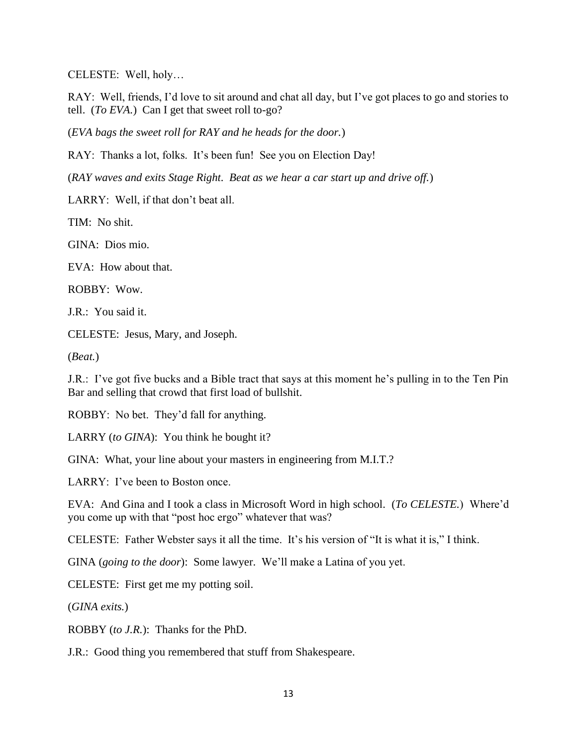CELESTE: Well, holy…

RAY: Well, friends, I'd love to sit around and chat all day, but I've got places to go and stories to tell. (*To EVA.*) Can I get that sweet roll to-go?

(*EVA bags the sweet roll for RAY and he heads for the door.*)

RAY: Thanks a lot, folks. It's been fun! See you on Election Day!

(*RAY waves and exits Stage Right. Beat as we hear a car start up and drive off.*)

LARRY: Well, if that don't beat all.

TIM: No shit.

GINA: Dios mio.

EVA: How about that.

ROBBY: Wow.

J.R.: You said it.

CELESTE: Jesus, Mary, and Joseph.

(*Beat.*)

J.R.: I've got five bucks and a Bible tract that says at this moment he's pulling in to the Ten Pin Bar and selling that crowd that first load of bullshit.

ROBBY: No bet. They'd fall for anything.

LARRY (*to GINA*): You think he bought it?

GINA: What, your line about your masters in engineering from M.I.T.?

LARRY: I've been to Boston once.

EVA: And Gina and I took a class in Microsoft Word in high school. (*To CELESTE.*) Where'd you come up with that "post hoc ergo" whatever that was?

CELESTE: Father Webster says it all the time. It's his version of "It is what it is," I think.

GINA (*going to the door*): Some lawyer. We'll make a Latina of you yet.

CELESTE: First get me my potting soil.

(*GINA exits.*)

ROBBY (*to J.R.*): Thanks for the PhD.

J.R.: Good thing you remembered that stuff from Shakespeare.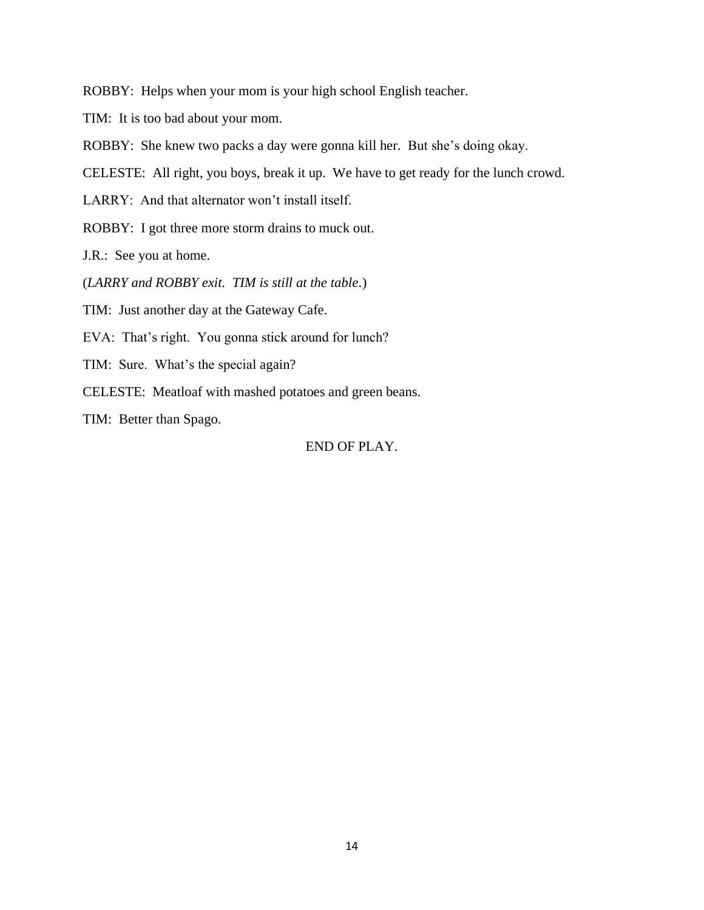ROBBY: Helps when your mom is your high school English teacher.

TIM: It is too bad about your mom.

ROBBY: She knew two packs a day were gonna kill her. But she's doing okay.

CELESTE: All right, you boys, break it up. We have to get ready for the lunch crowd.

LARRY: And that alternator won't install itself.

ROBBY: I got three more storm drains to muck out.

J.R.: See you at home.

(*LARRY and ROBBY exit. TIM is still at the table*.)

TIM: Just another day at the Gateway Cafe.

EVA: That's right. You gonna stick around for lunch?

TIM: Sure. What's the special again?

CELESTE: Meatloaf with mashed potatoes and green beans.

TIM: Better than Spago.

END OF PLAY.